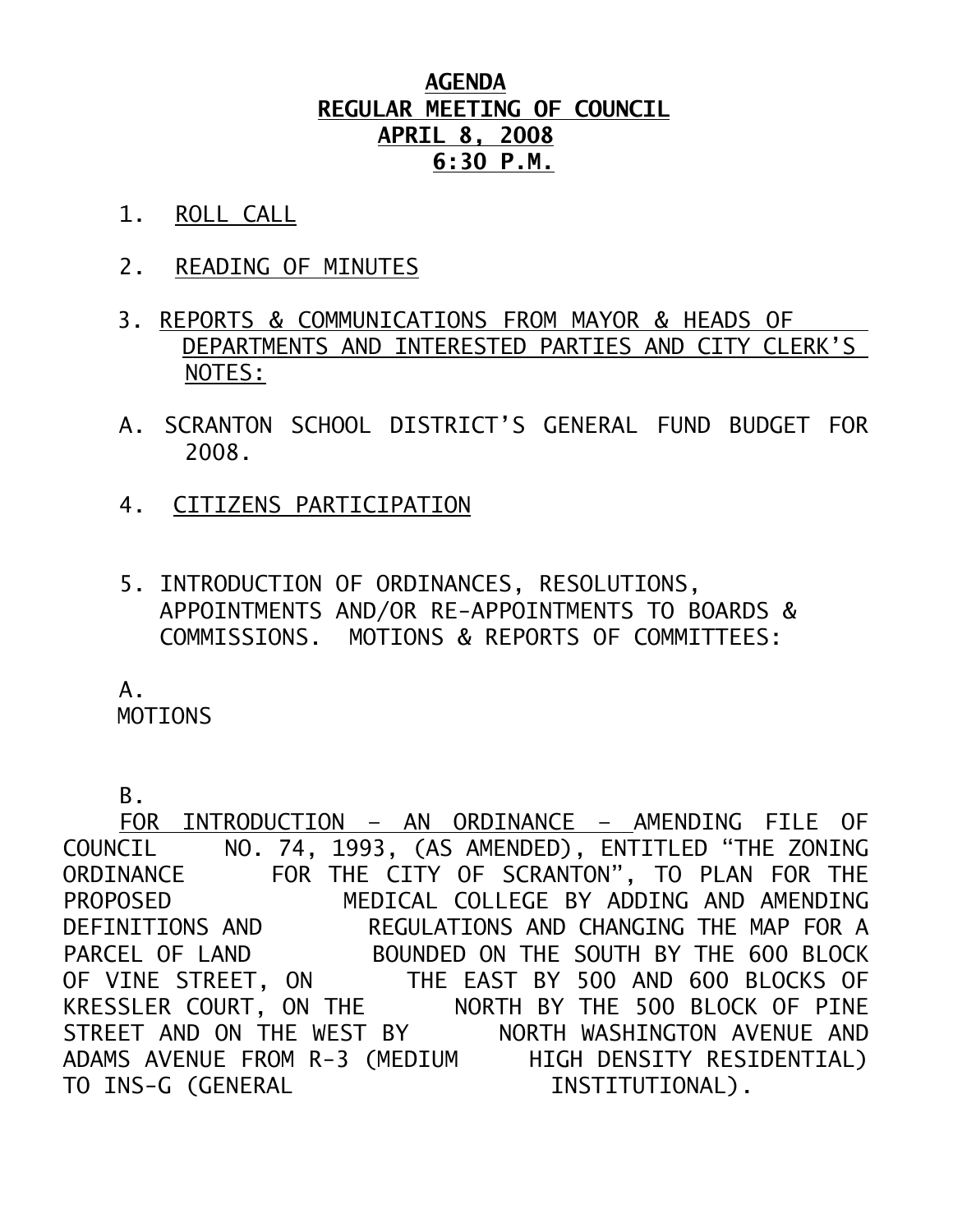# AGENDA
## REGULAR MEETING OF COUNCIL
## APRIL 8, 2008
## 6:30 P.M.

1. ROLL CALL

2. READING OF MINUTES

3. REPORTS & COMMUNICATIONS FROM MAYOR & HEADS OF DEPARTMENTS AND INTERESTED PARTIES AND CITY CLERK'S NOTES:

A. SCRANTON SCHOOL DISTRICT'S GENERAL FUND BUDGET FOR 2008.

4. CITIZENS PARTICIPATION

5. INTRODUCTION OF ORDINANCES, RESOLUTIONS, APPOINTMENTS AND/OR RE-APPOINTMENTS TO BOARDS & COMMISSIONS. MOTIONS & REPORTS OF COMMITTEES:

A.
MOTIONS

B.
FOR INTRODUCTION – AN ORDINANCE – AMENDING FILE OF COUNCIL NO. 74, 1993, (AS AMENDED), ENTITLED "THE ZONING ORDINANCE FOR THE CITY OF SCRANTON", TO PLAN FOR THE PROPOSED MEDICAL COLLEGE BY ADDING AND AMENDING DEFINITIONS AND REGULATIONS AND CHANGING THE MAP FOR A PARCEL OF LAND BOUNDED ON THE SOUTH BY THE 600 BLOCK OF VINE STREET, ON THE EAST BY 500 AND 600 BLOCKS OF KRESSLER COURT, ON THE NORTH BY THE 500 BLOCK OF PINE STREET AND ON THE WEST BY NORTH WASHINGTON AVENUE AND ADAMS AVENUE FROM R-3 (MEDIUM HIGH DENSITY RESIDENTIAL) TO INS-G (GENERAL INSTITUTIONAL).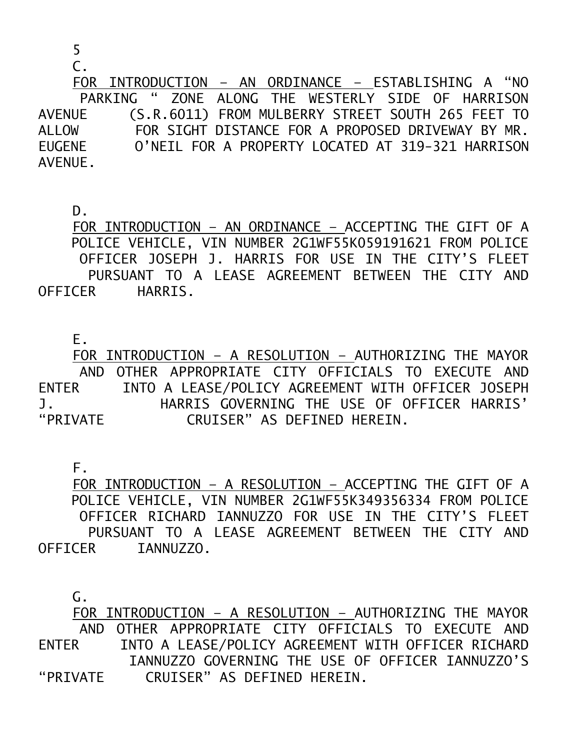C.

<u>FOR INTRODUCTION – AN ORDINANCE –</u> ESTABLISHING A "NO PARKING " ZONE ALONG THE WESTERLY SIDE OF HARRISON AVENUE (S.R.6011) FROM MULBERRY STREET SOUTH 265 FEET TO ALLOW FOR SIGHT DISTANCE FOR A PROPOSED DRIVEWAY BY MR. EUGENE O'NEIL FOR A PROPERTY LOCATED AT 319-321 HARRISON AVENUE.

D.

<u>FOR INTRODUCTION – AN ORDINANCE –</u> ACCEPTING THE GIFT OF A POLICE VEHICLE, VIN NUMBER 2G1WF55K059191621 FROM POLICE OFFICER JOSEPH J. HARRIS FOR USE IN THE CITY'S FLEET PURSUANT TO A LEASE AGREEMENT BETWEEN THE CITY AND OFFICER HARRIS.

E.

<u>FOR INTRODUCTION – A RESOLUTION –</u> AUTHORIZING THE MAYOR AND OTHER APPROPRIATE CITY OFFICIALS TO EXECUTE AND ENTER INTO A LEASE/POLICY AGREEMENT WITH OFFICER JOSEPH J. HARRIS GOVERNING THE USE OF OFFICER HARRIS' "PRIVATE CRUISER" AS DEFINED HEREIN.

F.

<u>FOR INTRODUCTION – A RESOLUTION –</u> ACCEPTING THE GIFT OF A POLICE VEHICLE, VIN NUMBER 2G1WF55K349356334 FROM POLICE OFFICER RICHARD IANNUZZO FOR USE IN THE CITY'S FLEET PURSUANT TO A LEASE AGREEMENT BETWEEN THE CITY AND OFFICER IANNUZZO.

G.

<u>FOR INTRODUCTION – A RESOLUTION –</u> AUTHORIZING THE MAYOR AND OTHER APPROPRIATE CITY OFFICIALS TO EXECUTE AND ENTER INTO A LEASE/POLICY AGREEMENT WITH OFFICER RICHARD IANNUZZO GOVERNING THE USE OF OFFICER IANNUZZO'S "PRIVATE CRUISER" AS DEFINED HEREIN.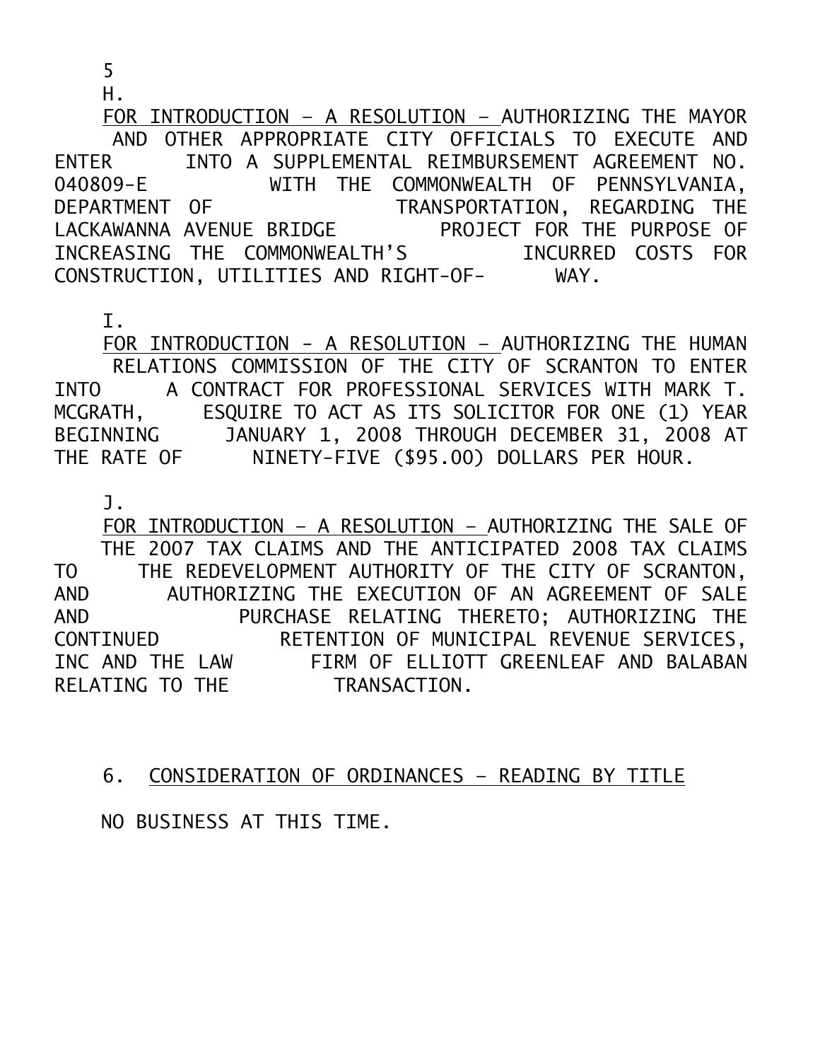H.

<u>FOR INTRODUCTION – A RESOLUTION –</u> AUTHORIZING THE MAYOR AND OTHER APPROPRIATE CITY OFFICIALS TO EXECUTE AND ENTER INTO A SUPPLEMENTAL REIMBURSEMENT AGREEMENT NO. 040809-E WITH THE COMMONWEALTH OF PENNSYLVANIA, DEPARTMENT OF TRANSPORTATION, REGARDING THE LACKAWANNA AVENUE BRIDGE PROJECT FOR THE PURPOSE OF INCREASING THE COMMONWEALTH'S INCURRED COSTS FOR CONSTRUCTION, UTILITIES AND RIGHT-OF- WAY.

I.

<u>FOR INTRODUCTION - A RESOLUTION –</u> AUTHORIZING THE HUMAN RELATIONS COMMISSION OF THE CITY OF SCRANTON TO ENTER INTO A CONTRACT FOR PROFESSIONAL SERVICES WITH MARK T. MCGRATH, ESQUIRE TO ACT AS ITS SOLICITOR FOR ONE (1) YEAR BEGINNING JANUARY 1, 2008 THROUGH DECEMBER 31, 2008 AT THE RATE OF NINETY-FIVE ($95.00) DOLLARS PER HOUR.

J.

<u>FOR INTRODUCTION – A RESOLUTION –</u> AUTHORIZING THE SALE OF THE 2007 TAX CLAIMS AND THE ANTICIPATED 2008 TAX CLAIMS TO THE REDEVELOPMENT AUTHORITY OF THE CITY OF SCRANTON, AND AUTHORIZING THE EXECUTION OF AN AGREEMENT OF SALE AND PURCHASE RELATING THERETO; AUTHORIZING THE CONTINUED RETENTION OF MUNICIPAL REVENUE SERVICES, INC AND THE LAW FIRM OF ELLIOTT GREENLEAF AND BALABAN RELATING TO THE TRANSACTION.

6. <u>CONSIDERATION OF ORDINANCES – READING BY TITLE</u>

NO BUSINESS AT THIS TIME.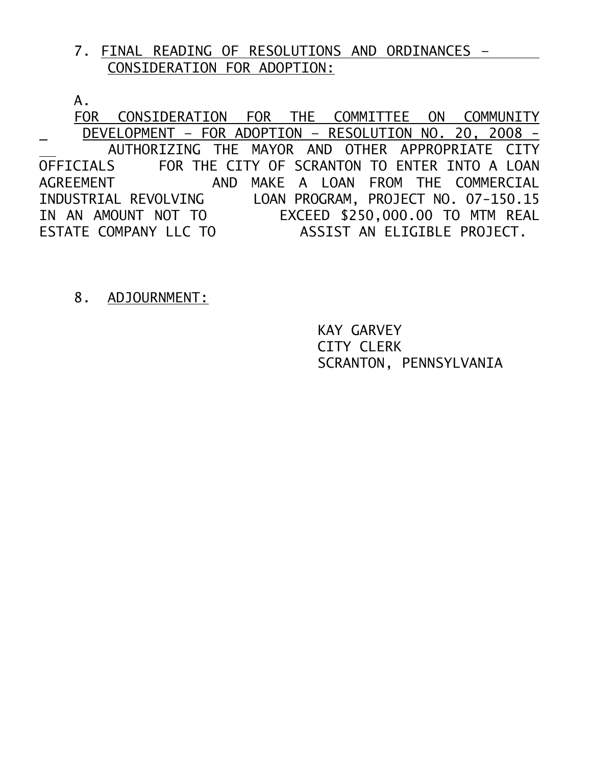7. FINAL READING OF RESOLUTIONS AND ORDINANCES – CONSIDERATION FOR ADOPTION:

A. FOR CONSIDERATION FOR THE COMMITTEE ON COMMUNITY DEVELOPMENT – FOR ADOPTION – RESOLUTION NO. 20, 2008 - AUTHORIZING THE MAYOR AND OTHER APPROPRIATE CITY OFFICIALS FOR THE CITY OF SCRANTON TO ENTER INTO A LOAN AGREEMENT AND MAKE A LOAN FROM THE COMMERCIAL INDUSTRIAL REVOLVING LOAN PROGRAM, PROJECT NO. 07-150.15 IN AN AMOUNT NOT TO EXCEED $250,000.00 TO MTM REAL ESTATE COMPANY LLC TO ASSIST AN ELIGIBLE PROJECT.

8. ADJOURNMENT:

KAY GARVEY
CITY CLERK
SCRANTON, PENNSYLVANIA